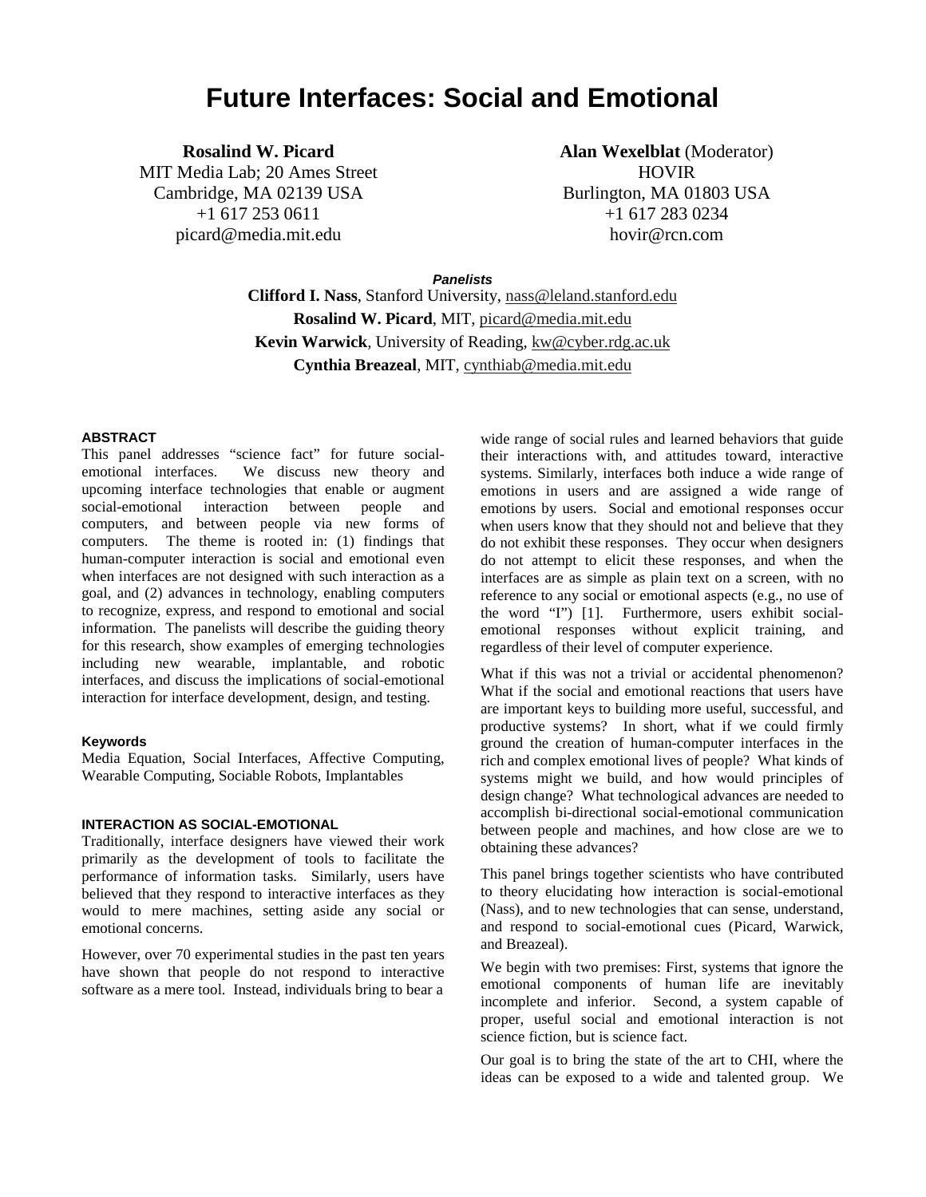# Future Interfaces: Social and Emotional

**Rosalind W. Picard**
MIT Media Lab; 20 Ames Street
Cambridge, MA 02139 USA
+1 617 253 0611
picard@media.mit.edu

**Alan Wexelblat** (Moderator)
HOVIR
Burlington, MA 01803 USA
+1 617 283 0234
hovir@rcn.com

***Panelists***

**Clifford I. Nass**, Stanford University, nass@leland.stanford.edu
**Rosalind W. Picard**, MIT, picard@media.mit.edu
**Kevin Warwick**, University of Reading, kw@cyber.rdg.ac.uk
**Cynthia Breazeal**, MIT, cynthiab@media.mit.edu

#### ABSTRACT

This panel addresses "science fact" for future social-emotional interfaces. We discuss new theory and upcoming interface technologies that enable or augment social-emotional interaction between people and computers, and between people via new forms of computers. The theme is rooted in: (1) findings that human-computer interaction is social and emotional even when interfaces are not designed with such interaction as a goal, and (2) advances in technology, enabling computers to recognize, express, and respond to emotional and social information. The panelists will describe the guiding theory for this research, show examples of emerging technologies including new wearable, implantable, and robotic interfaces, and discuss the implications of social-emotional interaction for interface development, design, and testing.

#### Keywords

Media Equation, Social Interfaces, Affective Computing, Wearable Computing, Sociable Robots, Implantables

#### INTERACTION AS SOCIAL-EMOTIONAL

Traditionally, interface designers have viewed their work primarily as the development of tools to facilitate the performance of information tasks. Similarly, users have believed that they respond to interactive interfaces as they would to mere machines, setting aside any social or emotional concerns.

However, over 70 experimental studies in the past ten years have shown that people do not respond to interactive software as a mere tool. Instead, individuals bring to bear a wide range of social rules and learned behaviors that guide their interactions with, and attitudes toward, interactive systems. Similarly, interfaces both induce a wide range of emotions in users and are assigned a wide range of emotions by users. Social and emotional responses occur when users know that they should not and believe that they do not exhibit these responses. They occur when designers do not attempt to elicit these responses, and when the interfaces are as simple as plain text on a screen, with no reference to any social or emotional aspects (e.g., no use of the word "I") [1]. Furthermore, users exhibit social-emotional responses without explicit training, and regardless of their level of computer experience.

What if this was not a trivial or accidental phenomenon? What if the social and emotional reactions that users have are important keys to building more useful, successful, and productive systems? In short, what if we could firmly ground the creation of human-computer interfaces in the rich and complex emotional lives of people? What kinds of systems might we build, and how would principles of design change? What technological advances are needed to accomplish bi-directional social-emotional communication between people and machines, and how close are we to obtaining these advances?

This panel brings together scientists who have contributed to theory elucidating how interaction is social-emotional (Nass), and to new technologies that can sense, understand, and respond to social-emotional cues (Picard, Warwick, and Breazeal).

We begin with two premises: First, systems that ignore the emotional components of human life are inevitably incomplete and inferior. Second, a system capable of proper, useful social and emotional interaction is not science fiction, but is science fact.

Our goal is to bring the state of the art to CHI, where the ideas can be exposed to a wide and talented group. We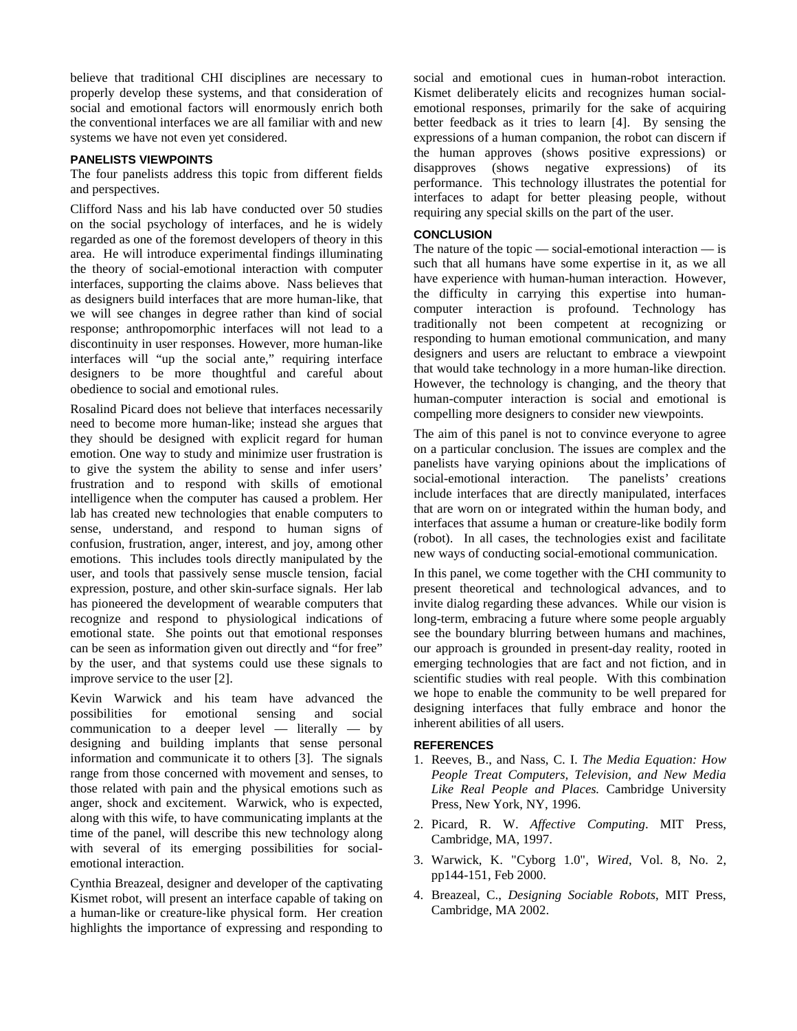believe that traditional CHI disciplines are necessary to properly develop these systems, and that consideration of social and emotional factors will enormously enrich both the conventional interfaces we are all familiar with and new systems we have not even yet considered.

## PANELISTS VIEWPOINTS

The four panelists address this topic from different fields and perspectives.

Clifford Nass and his lab have conducted over 50 studies on the social psychology of interfaces, and he is widely regarded as one of the foremost developers of theory in this area. He will introduce experimental findings illuminating the theory of social-emotional interaction with computer interfaces, supporting the claims above. Nass believes that as designers build interfaces that are more human-like, that we will see changes in degree rather than kind of social response; anthropomorphic interfaces will not lead to a discontinuity in user responses. However, more human-like interfaces will "up the social ante," requiring interface designers to be more thoughtful and careful about obedience to social and emotional rules.

Rosalind Picard does not believe that interfaces necessarily need to become more human-like; instead she argues that they should be designed with explicit regard for human emotion. One way to study and minimize user frustration is to give the system the ability to sense and infer users' frustration and to respond with skills of emotional intelligence when the computer has caused a problem. Her lab has created new technologies that enable computers to sense, understand, and respond to human signs of confusion, frustration, anger, interest, and joy, among other emotions. This includes tools directly manipulated by the user, and tools that passively sense muscle tension, facial expression, posture, and other skin-surface signals. Her lab has pioneered the development of wearable computers that recognize and respond to physiological indications of emotional state. She points out that emotional responses can be seen as information given out directly and "for free" by the user, and that systems could use these signals to improve service to the user [2].

Kevin Warwick and his team have advanced the possibilities for emotional sensing and social communication to a deeper level — literally — by designing and building implants that sense personal information and communicate it to others [3]. The signals range from those concerned with movement and senses, to those related with pain and the physical emotions such as anger, shock and excitement. Warwick, who is expected, along with this wife, to have communicating implants at the time of the panel, will describe this new technology along with several of its emerging possibilities for social-emotional interaction.

Cynthia Breazeal, designer and developer of the captivating Kismet robot, will present an interface capable of taking on a human-like or creature-like physical form. Her creation highlights the importance of expressing and responding to social and emotional cues in human-robot interaction. Kismet deliberately elicits and recognizes human social-emotional responses, primarily for the sake of acquiring better feedback as it tries to learn [4]. By sensing the expressions of a human companion, the robot can discern if the human approves (shows positive expressions) or disapproves (shows negative expressions) of its performance. This technology illustrates the potential for interfaces to adapt for better pleasing people, without requiring any special skills on the part of the user.

## CONCLUSION

The nature of the topic — social-emotional interaction — is such that all humans have some expertise in it, as we all have experience with human-human interaction. However, the difficulty in carrying this expertise into human-computer interaction is profound. Technology has traditionally not been competent at recognizing or responding to human emotional communication, and many designers and users are reluctant to embrace a viewpoint that would take technology in a more human-like direction. However, the technology is changing, and the theory that human-computer interaction is social and emotional is compelling more designers to consider new viewpoints.

The aim of this panel is not to convince everyone to agree on a particular conclusion. The issues are complex and the panelists have varying opinions about the implications of social-emotional interaction. The panelists' creations include interfaces that are directly manipulated, interfaces that are worn on or integrated within the human body, and interfaces that assume a human or creature-like bodily form (robot). In all cases, the technologies exist and facilitate new ways of conducting social-emotional communication.

In this panel, we come together with the CHI community to present theoretical and technological advances, and to invite dialog regarding these advances. While our vision is long-term, embracing a future where some people arguably see the boundary blurring between humans and machines, our approach is grounded in present-day reality, rooted in emerging technologies that are fact and not fiction, and in scientific studies with real people. With this combination we hope to enable the community to be well prepared for designing interfaces that fully embrace and honor the inherent abilities of all users.

## REFERENCES

1. Reeves, B., and Nass, C. I. *The Media Equation: How People Treat Computers, Television, and New Media Like Real People and Places.* Cambridge University Press, New York, NY, 1996.
2. Picard, R. W. *Affective Computing*. MIT Press, Cambridge, MA, 1997.
3. Warwick, K. "Cyborg 1.0", *Wired*, Vol. 8, No. 2, pp144-151, Feb 2000.
4. Breazeal, C., *Designing Sociable Robots*, MIT Press, Cambridge, MA 2002.